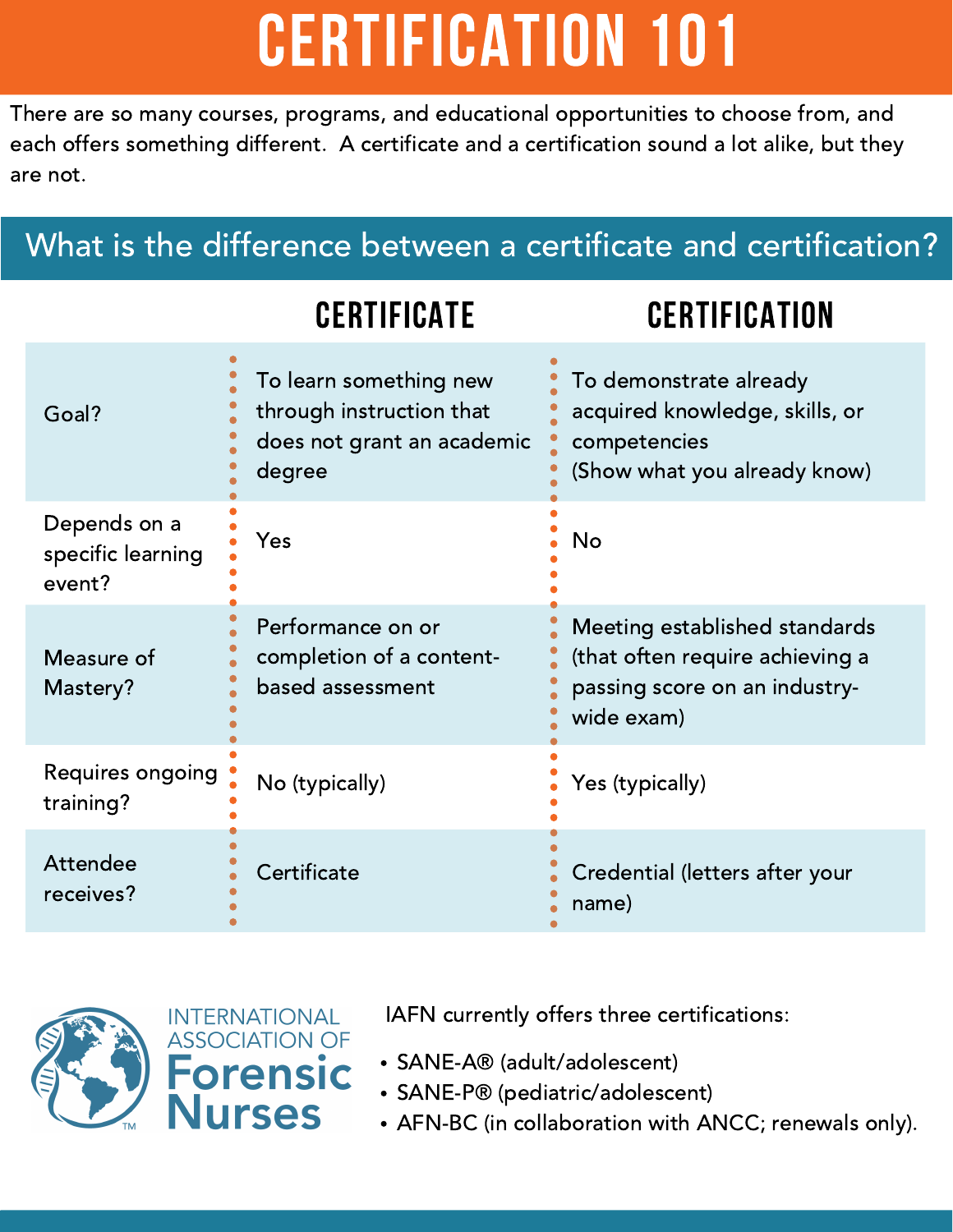# CERTIFICATION 101

There are so many courses, programs, and educational opportunities to choose from, and each offers something different. A certificate and a certification sound a lot alike, but they are not.

## What is the difference between a certificate and certification?

| | CERTIFICATE | CERTIFICATION |
|---|---|---|
| Goal? | To learn something new through instruction that does not grant an academic degree | To demonstrate already acquired knowledge, skills, or competencies (Show what you already know) |
| Depends on a specific learning event? | Yes | No |
| Measure of Mastery? | Performance on or completion of a content-based assessment | Meeting established standards (that often require achieving a passing score on an industry-wide exam) |
| Requires ongoing training? | No (typically) | Yes (typically) |
| Attendee receives? | Certificate | Credential (letters after your name) |

INTERNATIONAL ASSOCIATION OF **Forensic Nurses**

IAFN currently offers three certifications:

- SANE-A® (adult/adolescent)
- SANE-P® (pediatric/adolescent)
- AFN-BC (in collaboration with ANCC; renewals only).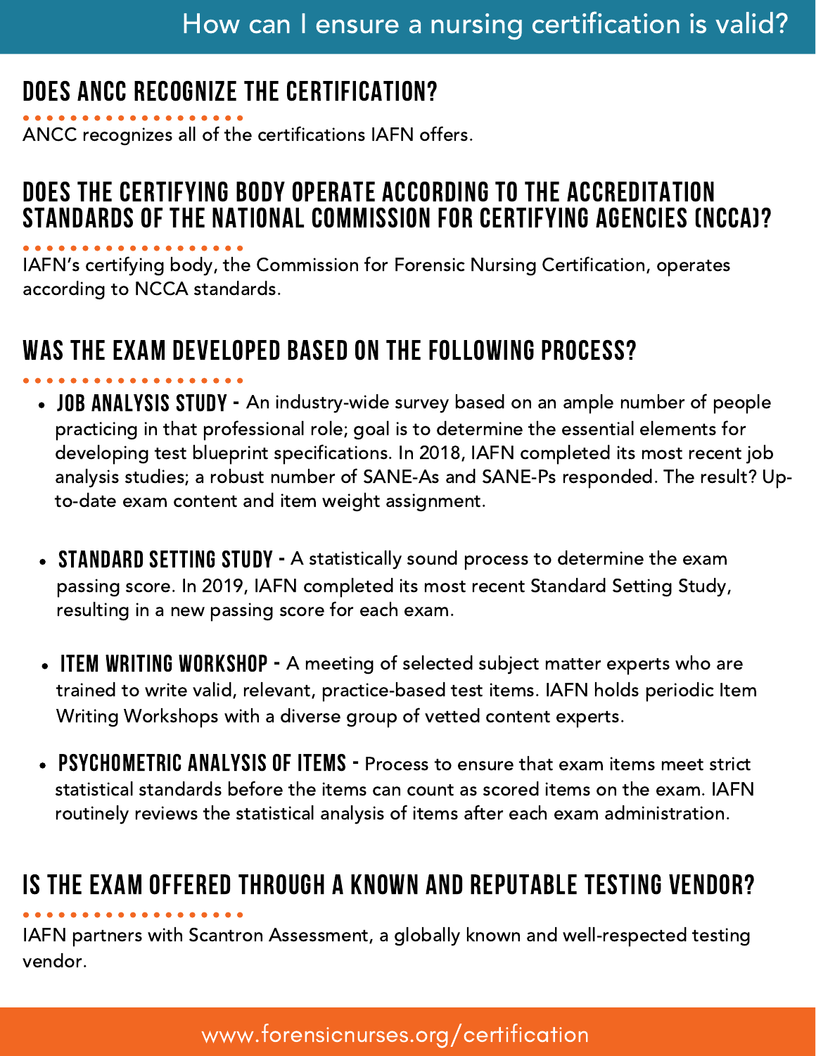# How can I ensure a nursing certification is valid?

## Does ANCC recognize the certification?

ANCC recognizes all of the certifications IAFN offers.

## Does the certifying body operate according to the accreditation standards of the National Commission for Certifying Agencies (NCCA)?

IAFN's certifying body, the Commission for Forensic Nursing Certification, operates according to NCCA standards.

## Was the exam developed based on the following process?

- **Job Analysis Study -** An industry-wide survey based on an ample number of people practicing in that professional role; goal is to determine the essential elements for developing test blueprint specifications. In 2018, IAFN completed its most recent job analysis studies; a robust number of SANE-As and SANE-Ps responded. The result? Up-to-date exam content and item weight assignment.
- **Standard Setting Study -** A statistically sound process to determine the exam passing score. In 2019, IAFN completed its most recent Standard Setting Study, resulting in a new passing score for each exam.
- **Item Writing Workshop -** A meeting of selected subject matter experts who are trained to write valid, relevant, practice-based test items. IAFN holds periodic Item Writing Workshops with a diverse group of vetted content experts.
- **Psychometric Analysis of Items -** Process to ensure that exam items meet strict statistical standards before the items can count as scored items on the exam. IAFN routinely reviews the statistical analysis of items after each exam administration.

## Is the exam offered through a known and reputable testing vendor?

IAFN partners with Scantron Assessment, a globally known and well-respected testing vendor.

www.forensicnurses.org/certification